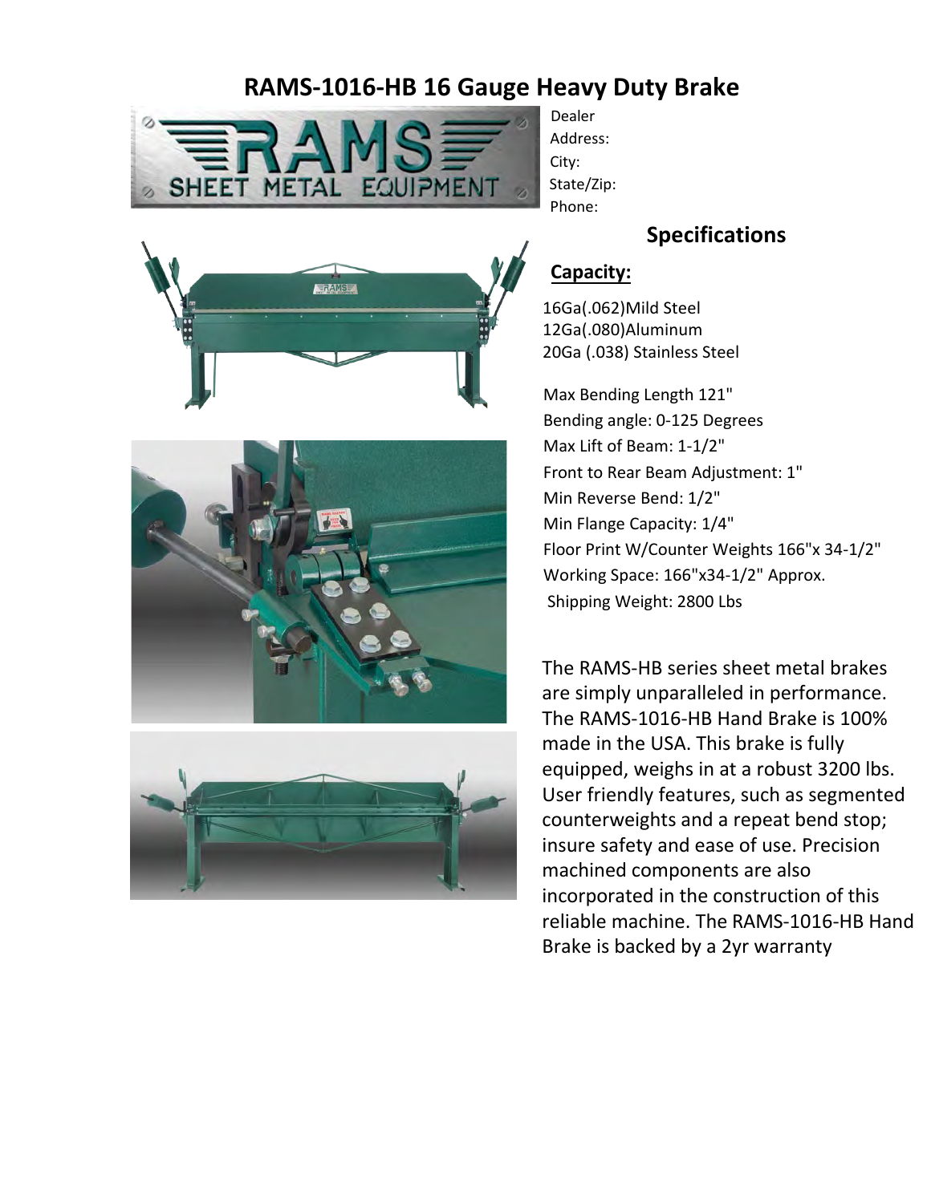# RAMS-1016-HB 16 Gauge Heavy Duty Brake

Dealer
Address:
City:
State/Zip:
Phone:

## Specifications

### Capacity:

16Ga(.062)Mild Steel
12Ga(.080)Aluminum
20Ga (.038) Stainless Steel

Max Bending Length 121"
Bending angle: 0-125 Degrees
Max Lift of Beam: 1-1/2"
Front to Rear Beam Adjustment: 1"
Min Reverse Bend: 1/2"
Min Flange Capacity: 1/4"
Floor Print W/Counter Weights 166"x 34-1/2"
Working Space: 166"x34-1/2" Approx.
Shipping Weight: 2800 Lbs

The RAMS-HB series sheet metal brakes are simply unparalleled in performance. The RAMS-1016-HB Hand Brake is 100% made in the USA. This brake is fully equipped, weighs in at a robust 3200 lbs. User friendly features, such as segmented counterweights and a repeat bend stop; insure safety and ease of use. Precision machined components are also incorporated in the construction of this reliable machine. The RAMS-1016-HB Hand Brake is backed by a 2yr warranty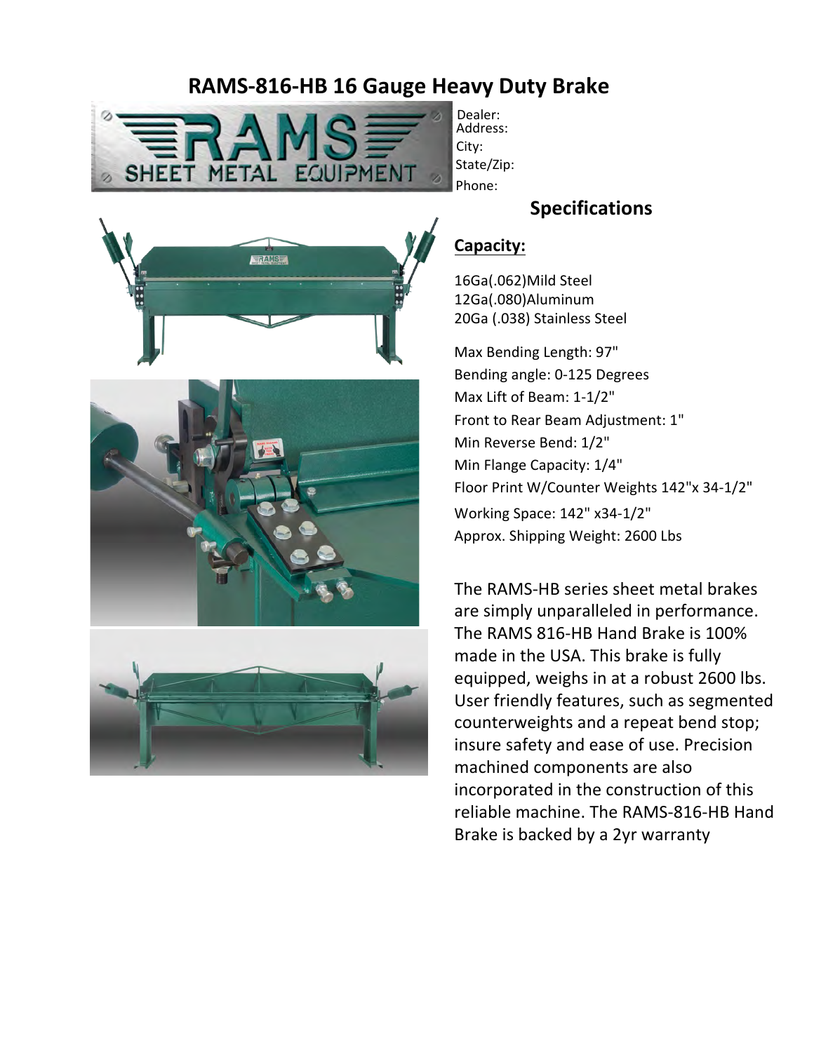# RAMS-816-HB 16 Gauge Heavy Duty Brake

Dealer:
Address:
City:
State/Zip:
Phone:

## Specifications

### Capacity:

16Ga(.062)Mild Steel
12Ga(.080)Aluminum
20Ga (.038) Stainless Steel

Max Bending Length: 97"
Bending angle: 0-125 Degrees
Max Lift of Beam: 1-1/2"
Front to Rear Beam Adjustment: 1"
Min Reverse Bend: 1/2"
Min Flange Capacity: 1/4"
Floor Print W/Counter Weights 142"x 34-1/2"
Working Space: 142" x34-1/2"
Approx. Shipping Weight: 2600 Lbs

The RAMS-HB series sheet metal brakes are simply unparalleled in performance. The RAMS 816-HB Hand Brake is 100% made in the USA. This brake is fully equipped, weighs in at a robust 2600 lbs. User friendly features, such as segmented counterweights and a repeat bend stop; insure safety and ease of use. Precision machined components are also incorporated in the construction of this reliable machine. The RAMS-816-HB Hand Brake is backed by a 2yr warranty